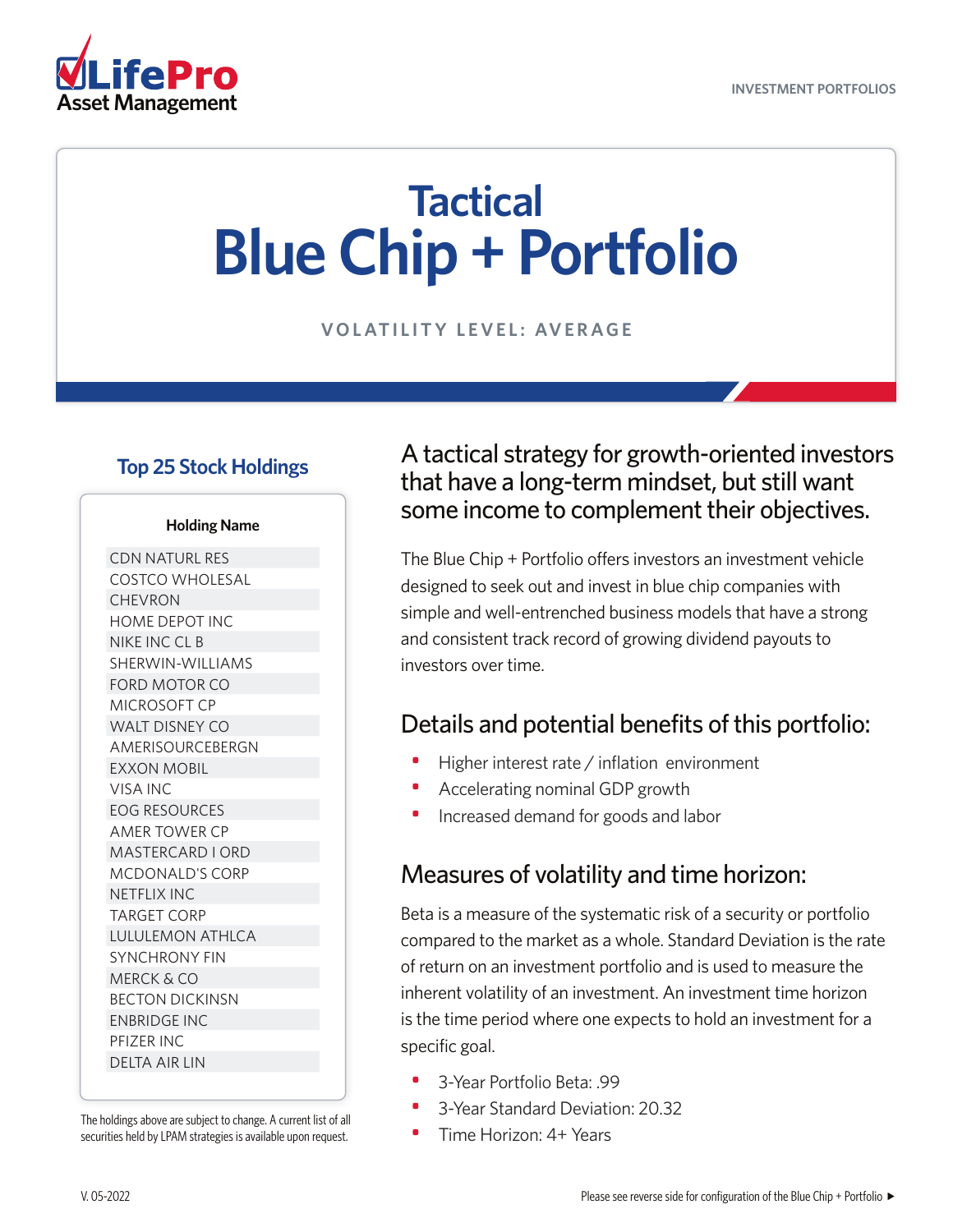LifePro Asset Management

INVESTMENT PORTFOLIOS

# Tactical Blue Chip + Portfolio

VOLATILITY LEVEL: AVERAGE

## Top 25 Stock Holdings

| Holding Name |
|---|
| CDN NATURL RES |
| COSTCO WHOLESAL |
| CHEVRON |
| HOME DEPOT INC |
| NIKE INC CL B |
| SHERWIN-WILLIAMS |
| FORD MOTOR CO |
| MICROSOFT CP |
| WALT DISNEY CO |
| AMERISOURCEBERGN |
| EXXON MOBIL |
| VISA INC |
| EOG RESOURCES |
| AMER TOWER CP |
| MASTERCARD I ORD |
| MCDONALD'S CORP |
| NETFLIX INC |
| TARGET CORP |
| LULULEMON ATHLCA |
| SYNCHRONY FIN |
| MERCK & CO |
| BECTON DICKINSN |
| ENBRIDGE INC |
| PFIZER INC |
| DELTA AIR LIN |

The holdings above are subject to change. A current list of all securities held by LPAM strategies is available upon request.

## A tactical strategy for growth-oriented investors that have a long-term mindset, but still want some income to complement their objectives.

The Blue Chip + Portfolio offers investors an investment vehicle designed to seek out and invest in blue chip companies with simple and well-entrenched business models that have a strong and consistent track record of growing dividend payouts to investors over time.

## Details and potential benefits of this portfolio:

- Higher interest rate / inflation environment
- Accelerating nominal GDP growth
- Increased demand for goods and labor

## Measures of volatility and time horizon:

Beta is a measure of the systematic risk of a security or portfolio compared to the market as a whole. Standard Deviation is the rate of return on an investment portfolio and is used to measure the inherent volatility of an investment. An investment time horizon is the time period where one expects to hold an investment for a specific goal.

- 3-Year Portfolio Beta: .99
- 3-Year Standard Deviation: 20.32
- Time Horizon: 4+ Years

V. 05-2022

Please see reverse side for configuration of the Blue Chip + Portfolio ►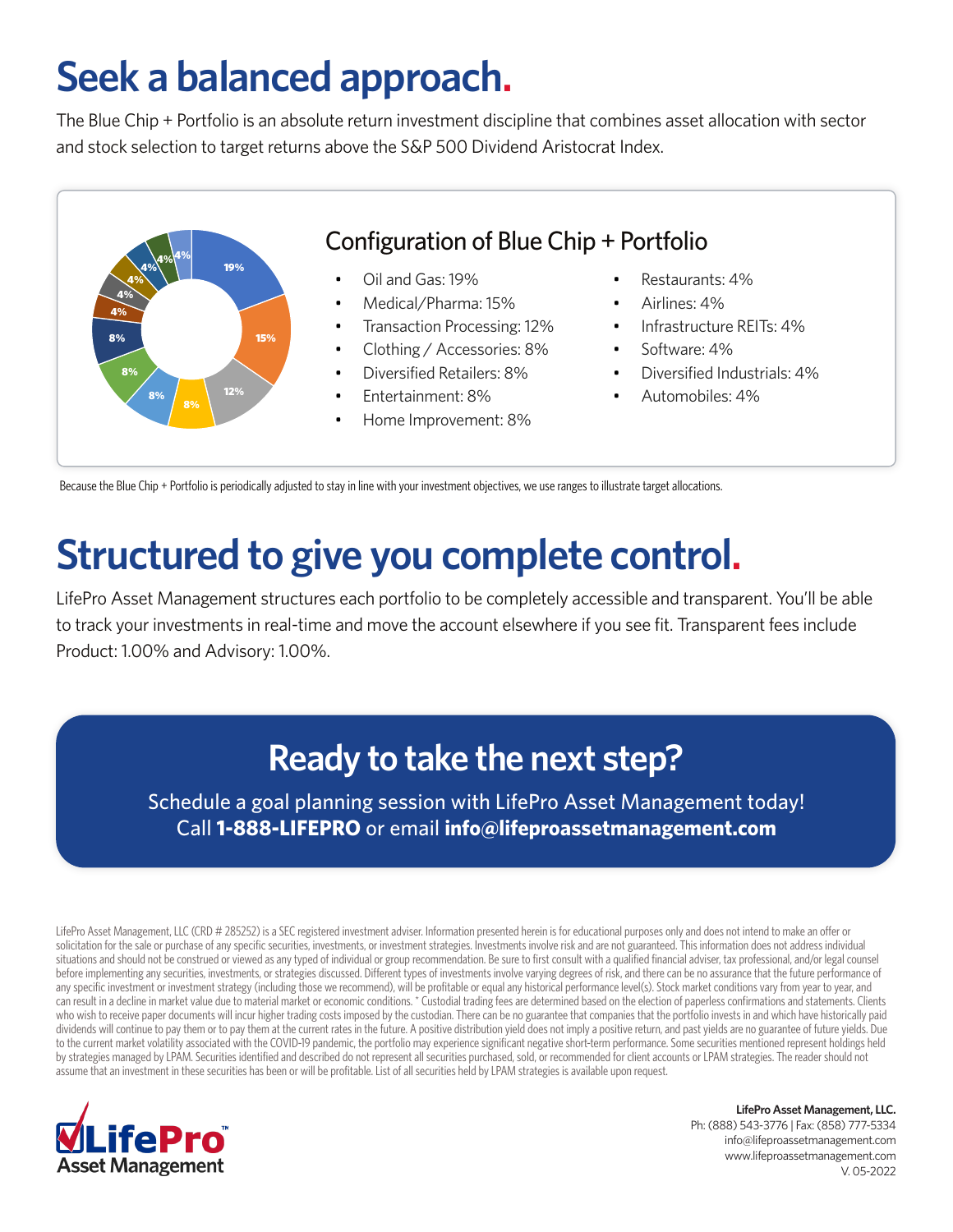# Seek a balanced approach.

The Blue Chip + Portfolio is an absolute return investment discipline that combines asset allocation with sector and stock selection to target returns above the S&P 500 Dividend Aristocrat Index.

19%
15%
12%
8%
8%
8%
8%
4%
4%
4%
4%
4%
4%

## Configuration of Blue Chip + Portfolio

- Oil and Gas: 19%
- Medical/Pharma: 15%
- Transaction Processing: 12%
- Clothing / Accessories: 8%
- Diversified Retailers: 8%
- Entertainment: 8%
- Home Improvement: 8%
- Restaurants: 4%
- Airlines: 4%
- Infrastructure REITs: 4%
- Software: 4%
- Diversified Industrials: 4%
- Automobiles: 4%

Because the Blue Chip + Portfolio is periodically adjusted to stay in line with your investment objectives, we use ranges to illustrate target allocations.

# Structured to give you complete control.

LifePro Asset Management structures each portfolio to be completely accessible and transparent. You'll be able to track your investments in real-time and move the account elsewhere if you see fit. Transparent fees include Product: 1.00% and Advisory: 1.00%.

## Ready to take the next step?

Schedule a goal planning session with LifePro Asset Management today!
Call **1-888-LIFEPRO** or email **info@lifeproassetmanagement.com**

LifePro Asset Management, LLC (CRD # 285252) is a SEC registered investment adviser. Information presented herein is for educational purposes only and does not intend to make an offer or solicitation for the sale or purchase of any specific securities, investments, or investment strategies. Investments involve risk and are not guaranteed. This information does not address individual situations and should not be construed or viewed as any typed of individual or group recommendation. Be sure to first consult with a qualified financial adviser, tax professional, and/or legal counsel before implementing any securities, investments, or strategies discussed. Different types of investments involve varying degrees of risk, and there can be no assurance that the future performance of any specific investment or investment strategy (including those we recommend), will be profitable or equal any historical performance level(s). Stock market conditions vary from year to year, and can result in a decline in market value due to material market or economic conditions. * Custodial trading fees are determined based on the election of paperless confirmations and statements. Clients who wish to receive paper documents will incur higher trading costs imposed by the custodian. There can be no guarantee that companies that the portfolio invests in and which have historically paid dividends will continue to pay them or to pay them at the current rates in the future. A positive distribution yield does not imply a positive return, and past yields are no guarantee of future yields. Due to the current market volatility associated with the COVID-19 pandemic, the portfolio may experience significant negative short-term performance. Some securities mentioned represent holdings held by strategies managed by LPAM. Securities identified and described do not represent all securities purchased, sold, or recommended for client accounts or LPAM strategies. The reader should not assume that an investment in these securities has been or will be profitable. List of all securities held by LPAM strategies is available upon request.

LifePro Asset Management

**LifePro Asset Management, LLC.**
Ph: (888) 543-3776 | Fax: (858) 777-5334
info@lifeproassetmanagement.com
www.lifeproassetmanagement.com
V. 05-2022